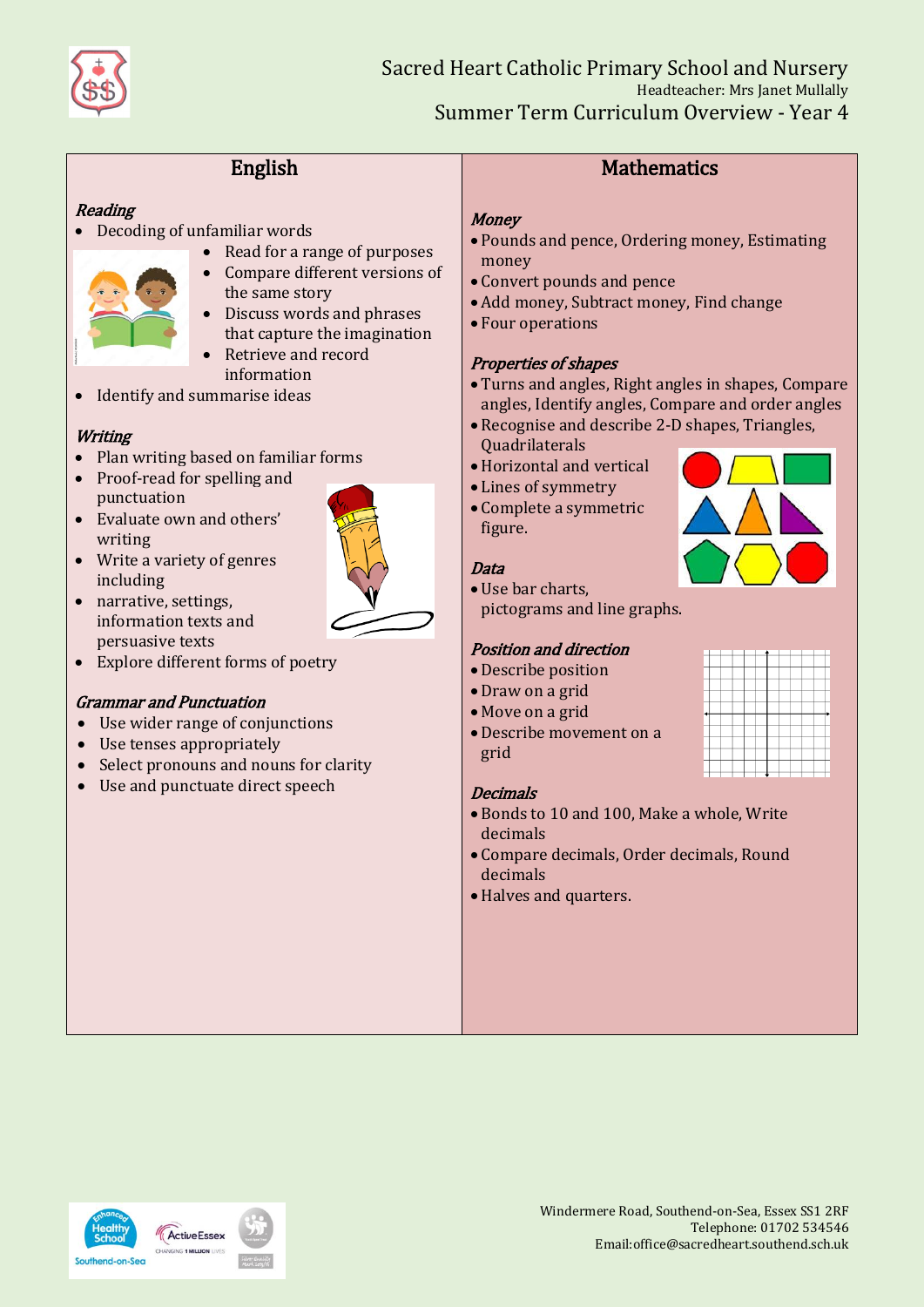# Sacred Heart Catholic Primary School and Nursery

Headteacher: Mrs Janet Mullally

## Summer Term Curriculum Overview - Year 4

## English

### *Reading*

- Decoding of unfamiliar words
- Read for a range of purposes
- Compare different versions of the same story
- Discuss words and phrases that capture the imagination
- Retrieve and record information
- Identify and summarise ideas

### *Writing*

- Plan writing based on familiar forms
- Proof-read for spelling and punctuation
- Evaluate own and others' writing
- Write a variety of genres including
- narrative, settings, information texts and persuasive texts
- Explore different forms of poetry

### *Grammar and Punctuation*

- Use wider range of conjunctions
- Use tenses appropriately
- Select pronouns and nouns for clarity
- Use and punctuate direct speech

## Mathematics

### *Money*

- Pounds and pence, Ordering money, Estimating money
- Convert pounds and pence
- Add money, Subtract money, Find change
- Four operations

### *Properties of shapes*

- Turns and angles, Right angles in shapes, Compare angles, Identify angles, Compare and order angles
- Recognise and describe 2-D shapes, Triangles, Quadrilaterals
- Horizontal and vertical
- Lines of symmetry
- Complete a symmetric figure.

### *Data*

- Use bar charts, pictograms and line graphs.

### *Position and direction*

- Describe position
- Draw on a grid
- Move on a grid
- Describe movement on a grid

### *Decimals*

- Bonds to 10 and 100, Make a whole, Write decimals
- Compare decimals, Order decimals, Round decimals
- Halves and quarters.

Windermere Road, Southend-on-Sea, Essex SS1 2RF
Telephone: 01702 534546
Email:office@sacredheart.southend.sch.uk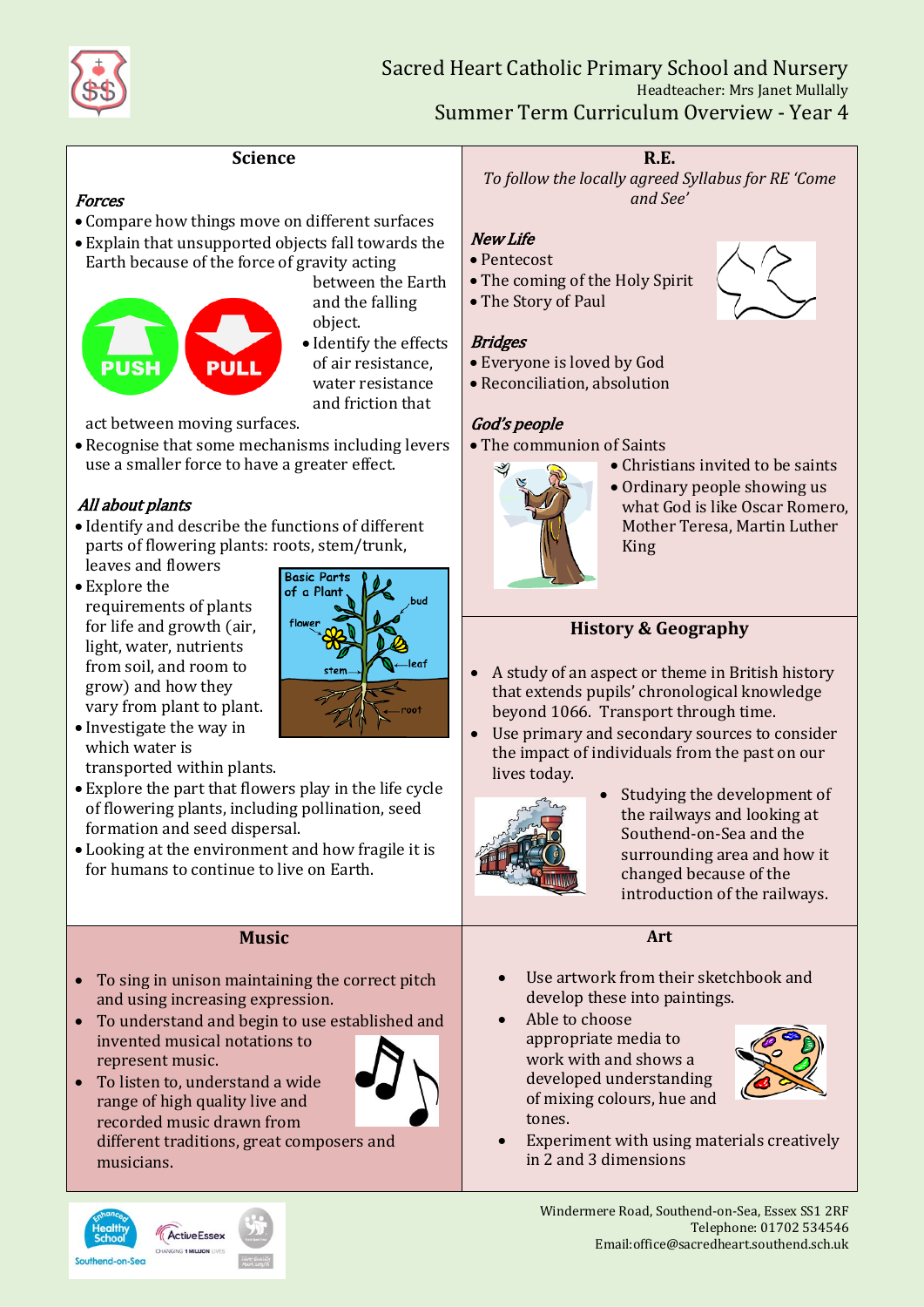# Sacred Heart Catholic Primary School and Nursery

Headteacher: Mrs Janet Mullally

## Summer Term Curriculum Overview - Year 4

### Science

***Forces***

- Compare how things move on different surfaces
- Explain that unsupported objects fall towards the Earth because of the force of gravity acting between the Earth and the falling object.
- Identify the effects of air resistance, water resistance and friction that act between moving surfaces.
- Recognise that some mechanisms including levers use a smaller force to have a greater effect.

***All about plants***

- Identify and describe the functions of different parts of flowering plants: roots, stem/trunk, leaves and flowers
- Explore the requirements of plants for life and growth (air, light, water, nutrients from soil, and room to grow) and how they vary from plant to plant.
- Investigate the way in which water is transported within plants.
- Explore the part that flowers play in the life cycle of flowering plants, including pollination, seed formation and seed dispersal.
- Looking at the environment and how fragile it is for humans to continue to live on Earth.

### R.E.

*To follow the locally agreed Syllabus for RE 'Come and See'*

***New Life***

- Pentecost
- The coming of the Holy Spirit
- The Story of Paul

***Bridges***

- Everyone is loved by God
- Reconciliation, absolution

***God's people***

- The communion of Saints
- Christians invited to be saints
- Ordinary people showing us what God is like Oscar Romero, Mother Teresa, Martin Luther King

### History & Geography

- A study of an aspect or theme in British history that extends pupils' chronological knowledge beyond 1066. Transport through time.
- Use primary and secondary sources to consider the impact of individuals from the past on our lives today.
- Studying the development of the railways and looking at Southend-on-Sea and the surrounding area and how it changed because of the introduction of the railways.

### Music

- To sing in unison maintaining the correct pitch and using increasing expression.
- To understand and begin to use established and invented musical notations to represent music.
- To listen to, understand a wide range of high quality live and recorded music drawn from different traditions, great composers and musicians.

### Art

- Use artwork from their sketchbook and develop these into paintings.
- Able to choose appropriate media to work with and shows a developed understanding of mixing colours, hue and tones.
- Experiment with using materials creatively in 2 and 3 dimensions

Windermere Road, Southend-on-Sea, Essex SS1 2RF
Telephone: 01702 534546
Email:office@sacredheart.southend.sch.uk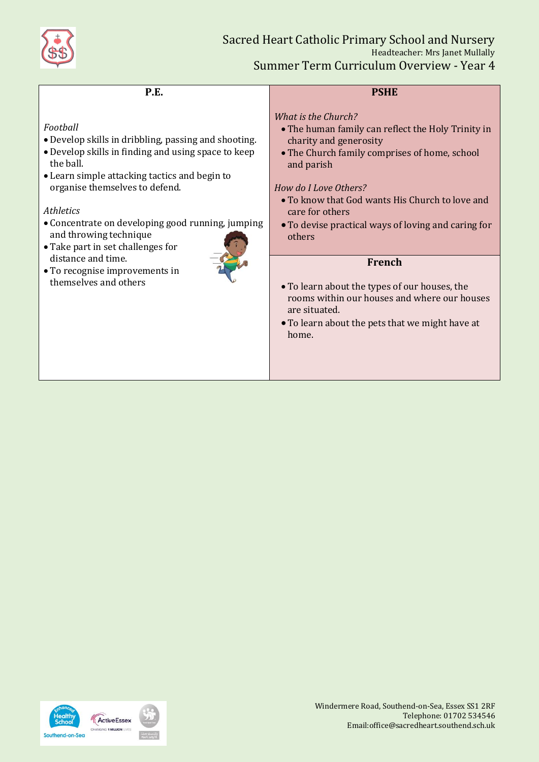# Sacred Heart Catholic Primary School and Nursery

Headteacher: Mrs Janet Mullally

## Summer Term Curriculum Overview - Year 4

### P.E.

*Football*

- Develop skills in dribbling, passing and shooting.
- Develop skills in finding and using space to keep the ball.
- Learn simple attacking tactics and begin to organise themselves to defend.

*Athletics*

- Concentrate on developing good running, jumping and throwing technique
- Take part in set challenges for distance and time.
- To recognise improvements in themselves and others

### PSHE

*What is the Church?*

- The human family can reflect the Holy Trinity in charity and generosity
- The Church family comprises of home, school and parish

*How do I Love Others?*

- To know that God wants His Church to love and care for others
- To devise practical ways of loving and caring for others

### French

- To learn about the types of our houses, the rooms within our houses and where our houses are situated.
- To learn about the pets that we might have at home.

Windermere Road, Southend-on-Sea, Essex SS1 2RF
Telephone: 01702 534546
Email:office@sacredheart.southend.sch.uk